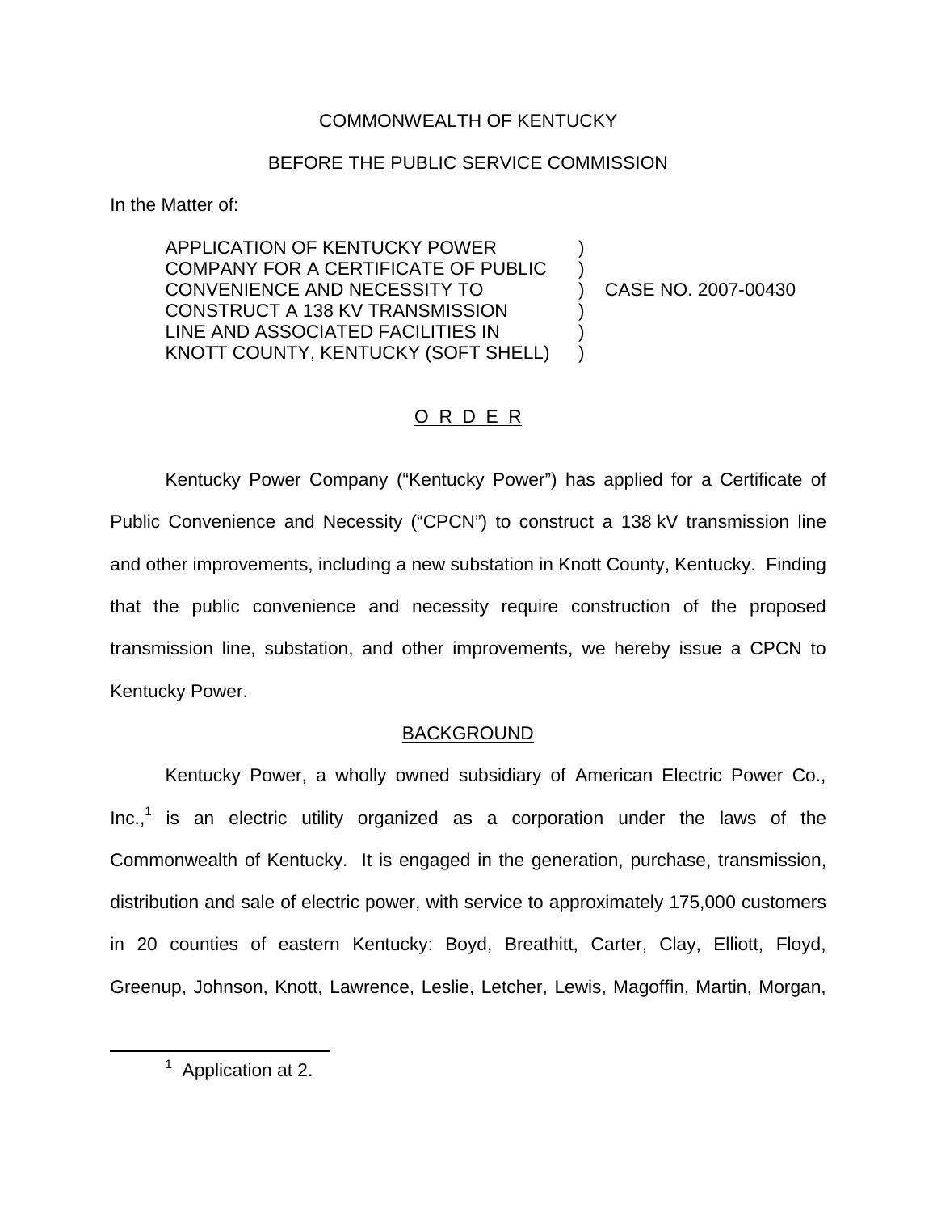COMMONWEALTH OF KENTUCKY

BEFORE THE PUBLIC SERVICE COMMISSION

In the Matter of:

| | | |
|---|---|---|
| APPLICATION OF KENTUCKY POWER COMPANY FOR A CERTIFICATE OF PUBLIC CONVENIENCE AND NECESSITY TO CONSTRUCT A 138 KV TRANSMISSION LINE AND ASSOCIATED FACILITIES IN KNOTT COUNTY, KENTUCKY (SOFT SHELL) | ) | CASE NO. 2007-00430 |

## O R D E R

Kentucky Power Company ("Kentucky Power") has applied for a Certificate of Public Convenience and Necessity ("CPCN") to construct a 138 kV transmission line and other improvements, including a new substation in Knott County, Kentucky. Finding that the public convenience and necessity require construction of the proposed transmission line, substation, and other improvements, we hereby issue a CPCN to Kentucky Power.

## BACKGROUND

Kentucky Power, a wholly owned subsidiary of American Electric Power Co., Inc.,[1] is an electric utility organized as a corporation under the laws of the Commonwealth of Kentucky. It is engaged in the generation, purchase, transmission, distribution and sale of electric power, with service to approximately 175,000 customers in 20 counties of eastern Kentucky: Boyd, Breathitt, Carter, Clay, Elliott, Floyd, Greenup, Johnson, Knott, Lawrence, Leslie, Letcher, Lewis, Magoffin, Martin, Morgan,

[1] Application at 2.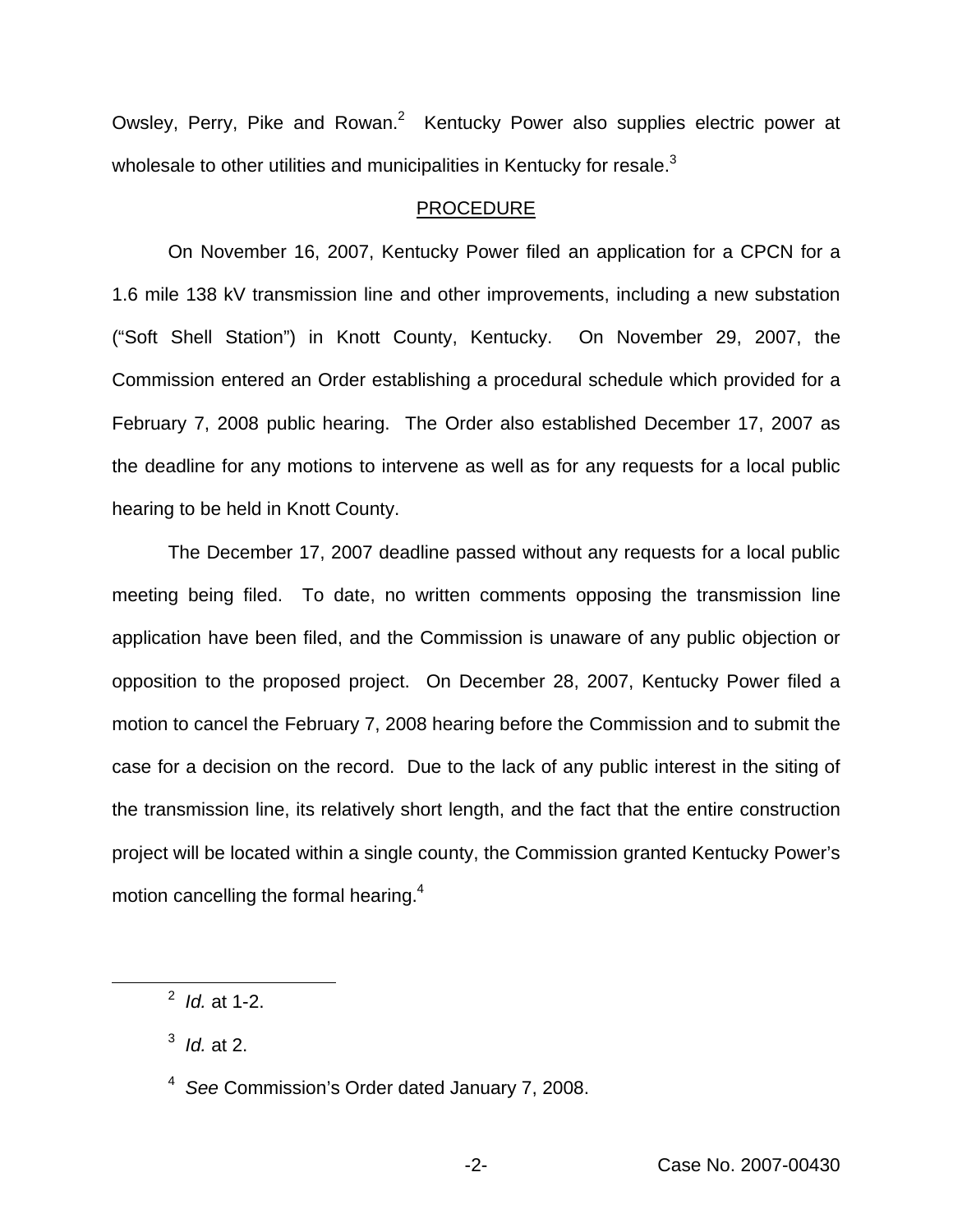Owsley, Perry, Pike and Rowan.[2] Kentucky Power also supplies electric power at wholesale to other utilities and municipalities in Kentucky for resale.[3]

## PROCEDURE

On November 16, 2007, Kentucky Power filed an application for a CPCN for a 1.6 mile 138 kV transmission line and other improvements, including a new substation ("Soft Shell Station") in Knott County, Kentucky. On November 29, 2007, the Commission entered an Order establishing a procedural schedule which provided for a February 7, 2008 public hearing. The Order also established December 17, 2007 as the deadline for any motions to intervene as well as for any requests for a local public hearing to be held in Knott County.

The December 17, 2007 deadline passed without any requests for a local public meeting being filed. To date, no written comments opposing the transmission line application have been filed, and the Commission is unaware of any public objection or opposition to the proposed project. On December 28, 2007, Kentucky Power filed a motion to cancel the February 7, 2008 hearing before the Commission and to submit the case for a decision on the record. Due to the lack of any public interest in the siting of the transmission line, its relatively short length, and the fact that the entire construction project will be located within a single county, the Commission granted Kentucky Power's motion cancelling the formal hearing.[4]

---

[2] *Id.* at 1-2.

[3] *Id.* at 2.

[4] *See* Commission's Order dated January 7, 2008.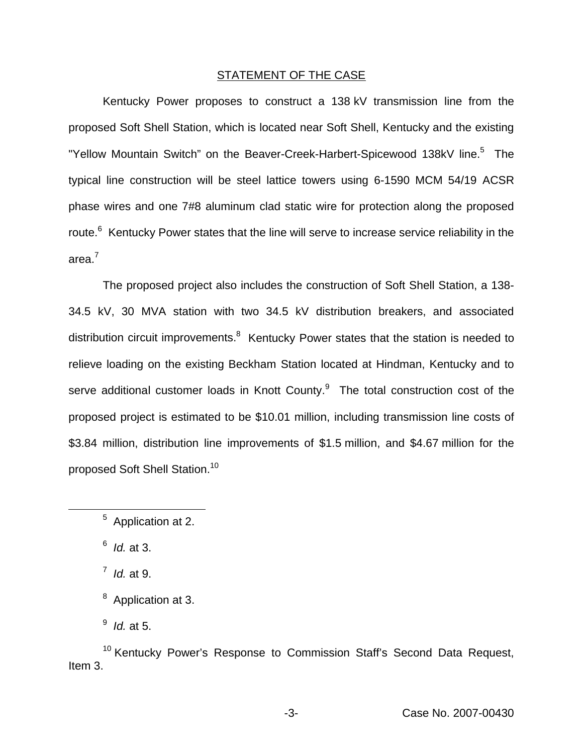## STATEMENT OF THE CASE

Kentucky Power proposes to construct a 138 kV transmission line from the proposed Soft Shell Station, which is located near Soft Shell, Kentucky and the existing "Yellow Mountain Switch" on the Beaver-Creek-Harbert-Spicewood 138kV line.[5] The typical line construction will be steel lattice towers using 6-1590 MCM 54/19 ACSR phase wires and one 7#8 aluminum clad static wire for protection along the proposed route.[6] Kentucky Power states that the line will serve to increase service reliability in the area.[7]

The proposed project also includes the construction of Soft Shell Station, a 138-34.5 kV, 30 MVA station with two 34.5 kV distribution breakers, and associated distribution circuit improvements.[8] Kentucky Power states that the station is needed to relieve loading on the existing Beckham Station located at Hindman, Kentucky and to serve additional customer loads in Knott County.[9] The total construction cost of the proposed project is estimated to be $10.01 million, including transmission line costs of $3.84 million, distribution line improvements of $1.5 million, and $4.67 million for the proposed Soft Shell Station.[10]

---

[5] Application at 2.

[6] *Id.* at 3.

[7] *Id.* at 9.

[8] Application at 3.

[9] *Id.* at 5.

[10] Kentucky Power's Response to Commission Staff's Second Data Request, Item 3.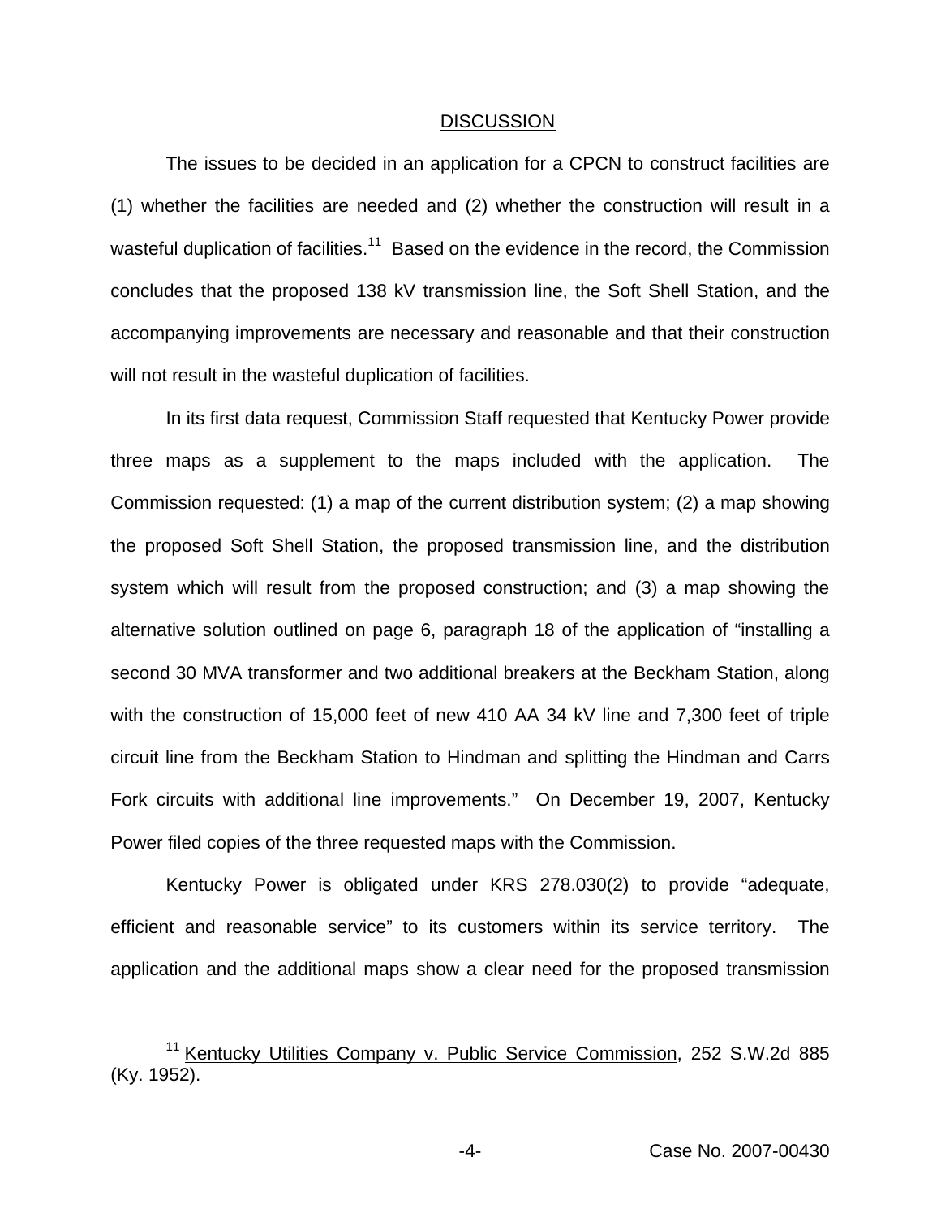## DISCUSSION

The issues to be decided in an application for a CPCN to construct facilities are (1) whether the facilities are needed and (2) whether the construction will result in a wasteful duplication of facilities.[11] Based on the evidence in the record, the Commission concludes that the proposed 138 kV transmission line, the Soft Shell Station, and the accompanying improvements are necessary and reasonable and that their construction will not result in the wasteful duplication of facilities.

In its first data request, Commission Staff requested that Kentucky Power provide three maps as a supplement to the maps included with the application. The Commission requested: (1) a map of the current distribution system; (2) a map showing the proposed Soft Shell Station, the proposed transmission line, and the distribution system which will result from the proposed construction; and (3) a map showing the alternative solution outlined on page 6, paragraph 18 of the application of "installing a second 30 MVA transformer and two additional breakers at the Beckham Station, along with the construction of 15,000 feet of new 410 AA 34 kV line and 7,300 feet of triple circuit line from the Beckham Station to Hindman and splitting the Hindman and Carrs Fork circuits with additional line improvements." On December 19, 2007, Kentucky Power filed copies of the three requested maps with the Commission.

Kentucky Power is obligated under KRS 278.030(2) to provide "adequate, efficient and reasonable service" to its customers within its service territory. The application and the additional maps show a clear need for the proposed transmission

[11] Kentucky Utilities Company v. Public Service Commission, 252 S.W.2d 885 (Ky. 1952).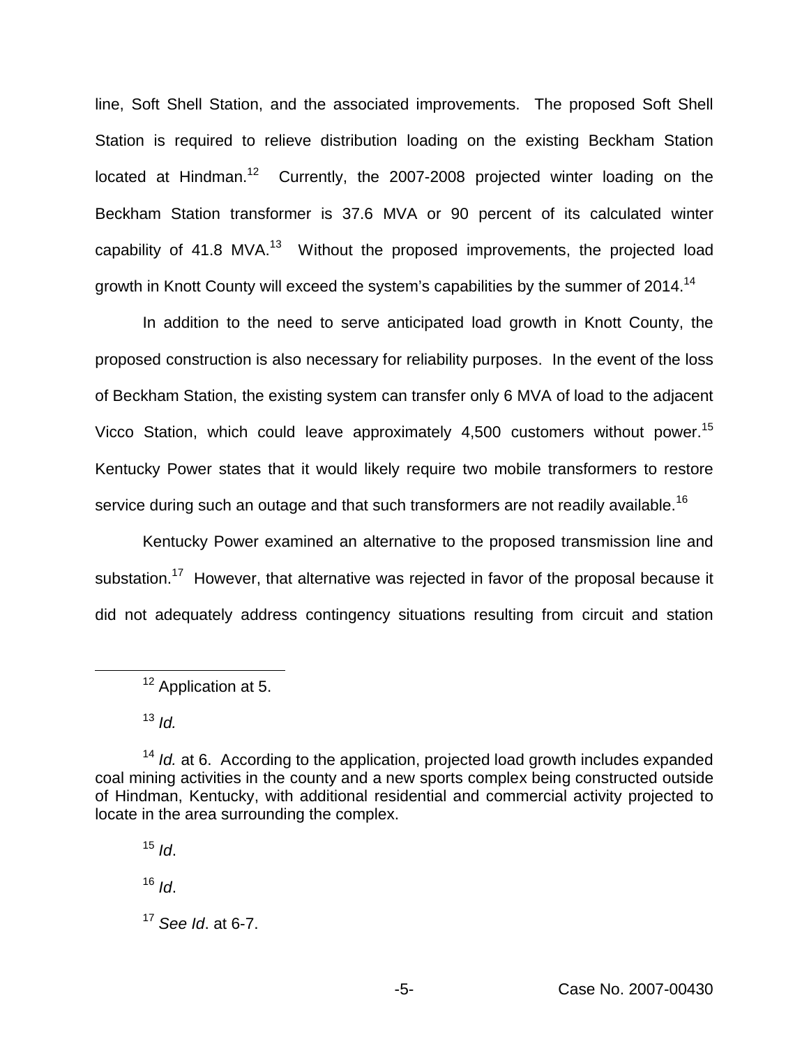line, Soft Shell Station, and the associated improvements. The proposed Soft Shell Station is required to relieve distribution loading on the existing Beckham Station located at Hindman.[12] Currently, the 2007-2008 projected winter loading on the Beckham Station transformer is 37.6 MVA or 90 percent of its calculated winter capability of 41.8 MVA.[13] Without the proposed improvements, the projected load growth in Knott County will exceed the system's capabilities by the summer of 2014.[14]

In addition to the need to serve anticipated load growth in Knott County, the proposed construction is also necessary for reliability purposes. In the event of the loss of Beckham Station, the existing system can transfer only 6 MVA of load to the adjacent Vicco Station, which could leave approximately 4,500 customers without power.[15] Kentucky Power states that it would likely require two mobile transformers to restore service during such an outage and that such transformers are not readily available.[16]

Kentucky Power examined an alternative to the proposed transmission line and substation.[17] However, that alternative was rejected in favor of the proposal because it did not adequately address contingency situations resulting from circuit and station

---

[12] Application at 5.

[13] *Id.*

[14] *Id.* at 6. According to the application, projected load growth includes expanded coal mining activities in the county and a new sports complex being constructed outside of Hindman, Kentucky, with additional residential and commercial activity projected to locate in the area surrounding the complex.

[15] *Id*.

[16] *Id*.

[17] *See Id*. at 6-7.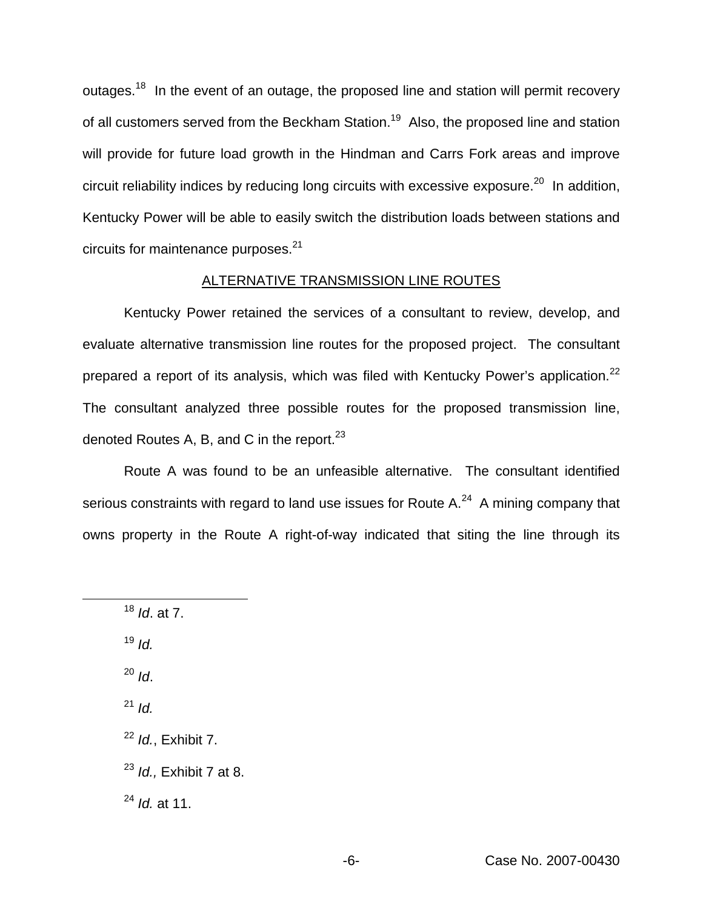outages.[18] In the event of an outage, the proposed line and station will permit recovery of all customers served from the Beckham Station.[19] Also, the proposed line and station will provide for future load growth in the Hindman and Carrs Fork areas and improve circuit reliability indices by reducing long circuits with excessive exposure.[20] In addition, Kentucky Power will be able to easily switch the distribution loads between stations and circuits for maintenance purposes.[21]

## ALTERNATIVE TRANSMISSION LINE ROUTES

Kentucky Power retained the services of a consultant to review, develop, and evaluate alternative transmission line routes for the proposed project. The consultant prepared a report of its analysis, which was filed with Kentucky Power's application.[22] The consultant analyzed three possible routes for the proposed transmission line, denoted Routes A, B, and C in the report.[23]

Route A was found to be an unfeasible alternative. The consultant identified serious constraints with regard to land use issues for Route A.[24] A mining company that owns property in the Route A right-of-way indicated that siting the line through its

---

[18] *Id*. at 7.

[19] *Id.*

[20] *Id*.

[21] *Id.*

[22] *Id.*, Exhibit 7.

[23] *Id.,* Exhibit 7 at 8.

[24] *Id.* at 11.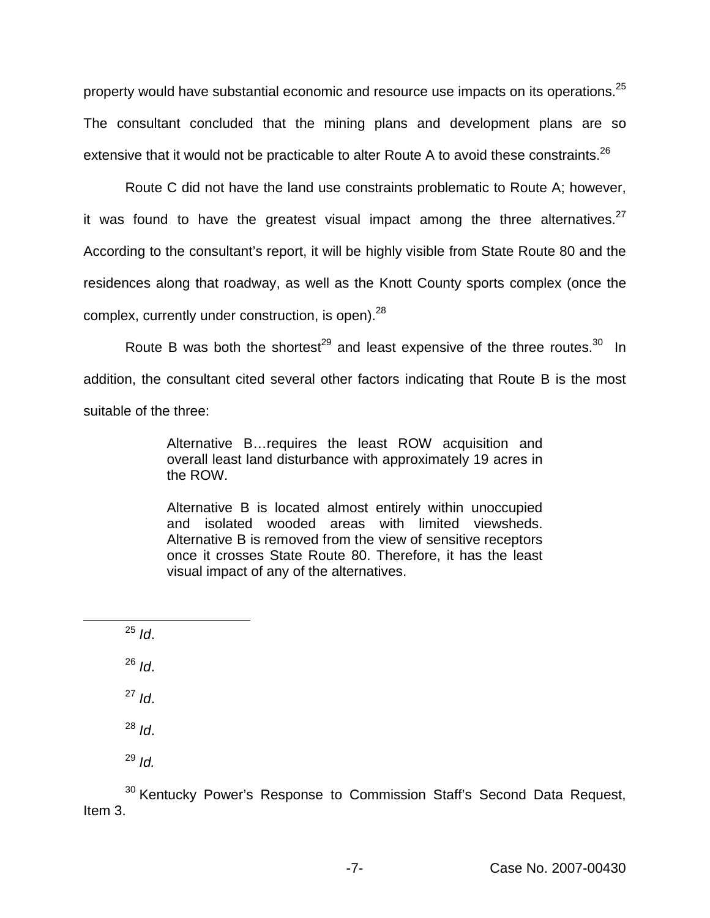property would have substantial economic and resource use impacts on its operations.[25] The consultant concluded that the mining plans and development plans are so extensive that it would not be practicable to alter Route A to avoid these constraints.[26]

Route C did not have the land use constraints problematic to Route A; however, it was found to have the greatest visual impact among the three alternatives.[27] According to the consultant's report, it will be highly visible from State Route 80 and the residences along that roadway, as well as the Knott County sports complex (once the complex, currently under construction, is open).[28]

Route B was both the shortest[29] and least expensive of the three routes.[30] In addition, the consultant cited several other factors indicating that Route B is the most suitable of the three:

> Alternative B…requires the least ROW acquisition and overall least land disturbance with approximately 19 acres in the ROW.
>
> Alternative B is located almost entirely within unoccupied and isolated wooded areas with limited viewsheds. Alternative B is removed from the view of sensitive receptors once it crosses State Route 80. Therefore, it has the least visual impact of any of the alternatives.

---

[25] *Id*.

[26] *Id*.

[27] *Id*.

[28] *Id*.

[29] *Id.*

[30] Kentucky Power's Response to Commission Staff's Second Data Request, Item 3.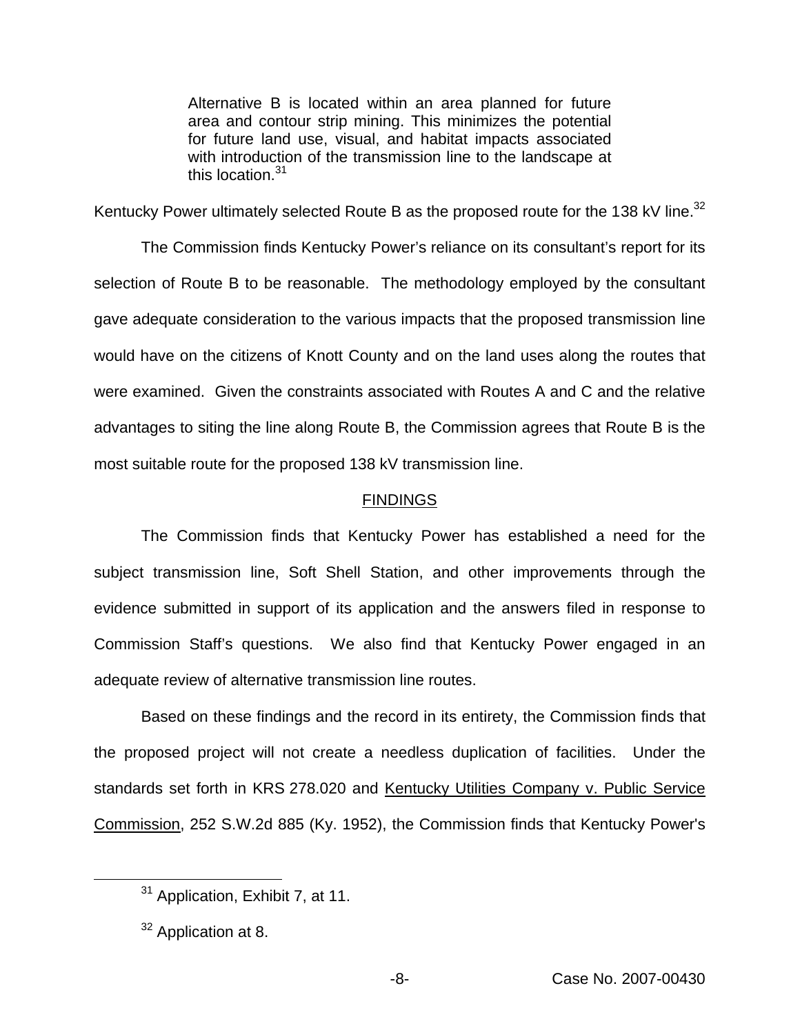> Alternative B is located within an area planned for future area and contour strip mining. This minimizes the potential for future land use, visual, and habitat impacts associated with introduction of the transmission line to the landscape at this location.[31]

Kentucky Power ultimately selected Route B as the proposed route for the 138 kV line.[32]

The Commission finds Kentucky Power's reliance on its consultant's report for its selection of Route B to be reasonable. The methodology employed by the consultant gave adequate consideration to the various impacts that the proposed transmission line would have on the citizens of Knott County and on the land uses along the routes that were examined. Given the constraints associated with Routes A and C and the relative advantages to siting the line along Route B, the Commission agrees that Route B is the most suitable route for the proposed 138 kV transmission line.

## FINDINGS

The Commission finds that Kentucky Power has established a need for the subject transmission line, Soft Shell Station, and other improvements through the evidence submitted in support of its application and the answers filed in response to Commission Staff's questions. We also find that Kentucky Power engaged in an adequate review of alternative transmission line routes.

Based on these findings and the record in its entirety, the Commission finds that the proposed project will not create a needless duplication of facilities. Under the standards set forth in KRS 278.020 and Kentucky Utilities Company v. Public Service Commission, 252 S.W.2d 885 (Ky. 1952), the Commission finds that Kentucky Power's

---

[31] Application, Exhibit 7, at 11.

[32] Application at 8.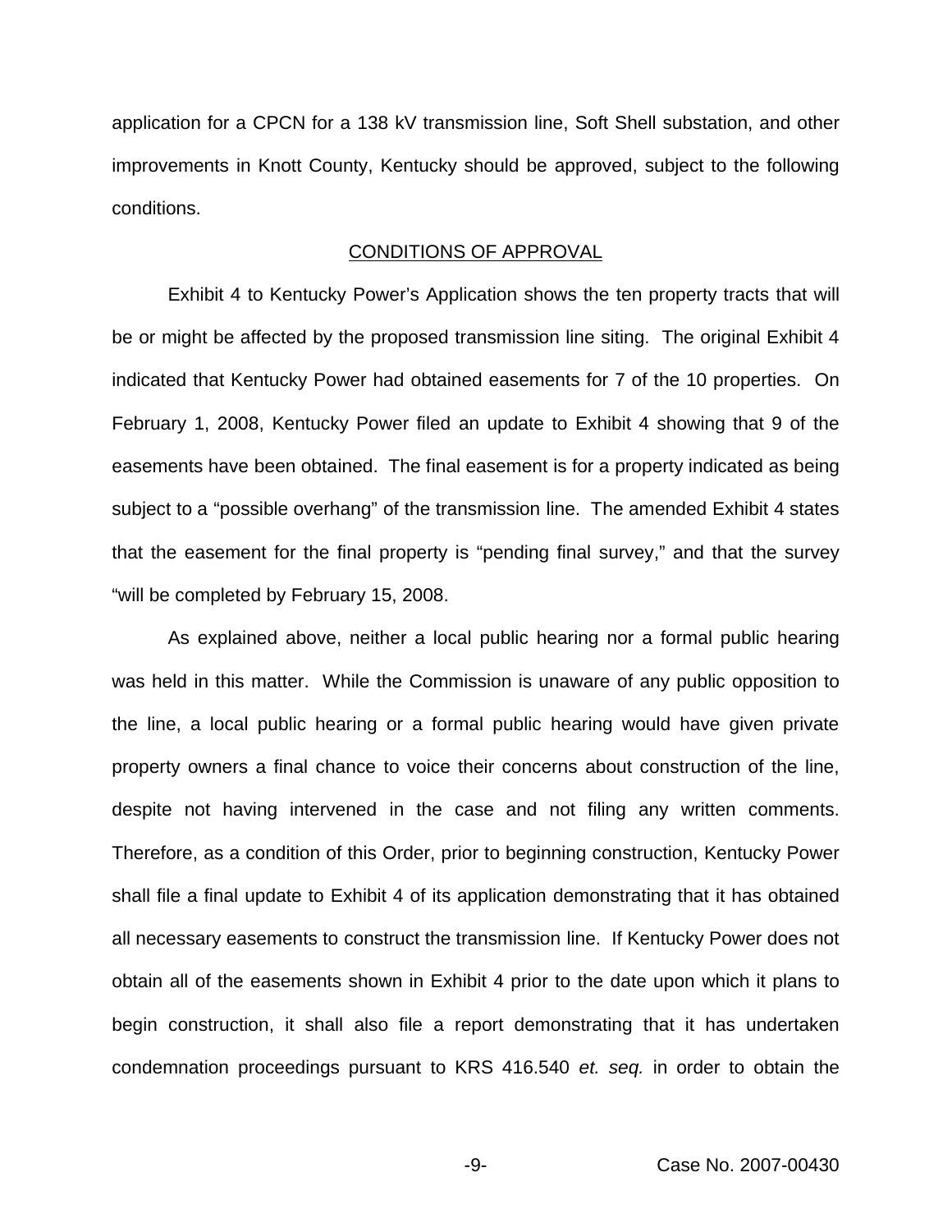application for a CPCN for a 138 kV transmission line, Soft Shell substation, and other improvements in Knott County, Kentucky should be approved, subject to the following conditions.

CONDITIONS OF APPROVAL

Exhibit 4 to Kentucky Power's Application shows the ten property tracts that will be or might be affected by the proposed transmission line siting. The original Exhibit 4 indicated that Kentucky Power had obtained easements for 7 of the 10 properties. On February 1, 2008, Kentucky Power filed an update to Exhibit 4 showing that 9 of the easements have been obtained. The final easement is for a property indicated as being subject to a "possible overhang" of the transmission line. The amended Exhibit 4 states that the easement for the final property is "pending final survey," and that the survey "will be completed by February 15, 2008.

As explained above, neither a local public hearing nor a formal public hearing was held in this matter. While the Commission is unaware of any public opposition to the line, a local public hearing or a formal public hearing would have given private property owners a final chance to voice their concerns about construction of the line, despite not having intervened in the case and not filing any written comments. Therefore, as a condition of this Order, prior to beginning construction, Kentucky Power shall file a final update to Exhibit 4 of its application demonstrating that it has obtained all necessary easements to construct the transmission line. If Kentucky Power does not obtain all of the easements shown in Exhibit 4 prior to the date upon which it plans to begin construction, it shall also file a report demonstrating that it has undertaken condemnation proceedings pursuant to KRS 416.540 *et. seq.* in order to obtain the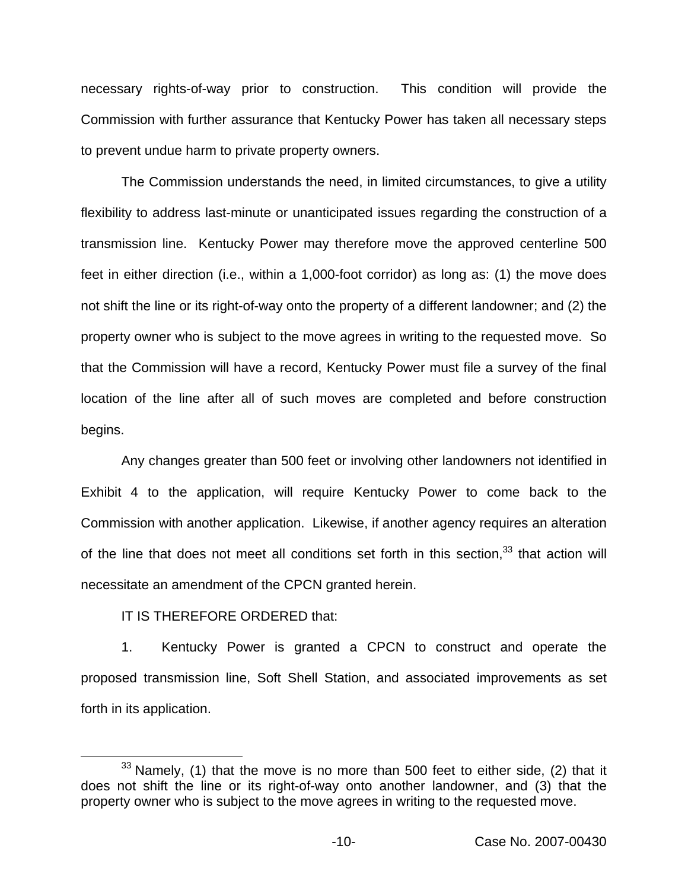necessary rights-of-way prior to construction. This condition will provide the Commission with further assurance that Kentucky Power has taken all necessary steps to prevent undue harm to private property owners.

The Commission understands the need, in limited circumstances, to give a utility flexibility to address last-minute or unanticipated issues regarding the construction of a transmission line. Kentucky Power may therefore move the approved centerline 500 feet in either direction (i.e., within a 1,000-foot corridor) as long as: (1) the move does not shift the line or its right-of-way onto the property of a different landowner; and (2) the property owner who is subject to the move agrees in writing to the requested move. So that the Commission will have a record, Kentucky Power must file a survey of the final location of the line after all of such moves are completed and before construction begins.

Any changes greater than 500 feet or involving other landowners not identified in Exhibit 4 to the application, will require Kentucky Power to come back to the Commission with another application. Likewise, if another agency requires an alteration of the line that does not meet all conditions set forth in this section,[33] that action will necessitate an amendment of the CPCN granted herein.

IT IS THEREFORE ORDERED that:

1. Kentucky Power is granted a CPCN to construct and operate the proposed transmission line, Soft Shell Station, and associated improvements as set forth in its application.

[33] Namely, (1) that the move is no more than 500 feet to either side, (2) that it does not shift the line or its right-of-way onto another landowner, and (3) that the property owner who is subject to the move agrees in writing to the requested move.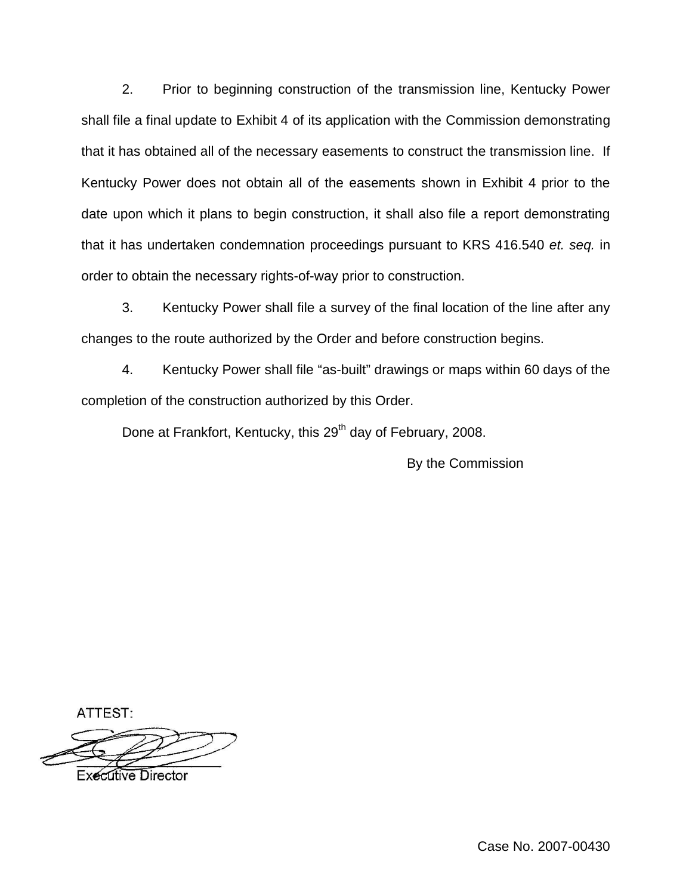2. Prior to beginning construction of the transmission line, Kentucky Power shall file a final update to Exhibit 4 of its application with the Commission demonstrating that it has obtained all of the necessary easements to construct the transmission line. If Kentucky Power does not obtain all of the easements shown in Exhibit 4 prior to the date upon which it plans to begin construction, it shall also file a report demonstrating that it has undertaken condemnation proceedings pursuant to KRS 416.540 *et. seq.* in order to obtain the necessary rights-of-way prior to construction.

3. Kentucky Power shall file a survey of the final location of the line after any changes to the route authorized by the Order and before construction begins.

4. Kentucky Power shall file "as-built" drawings or maps within 60 days of the completion of the construction authorized by this Order.

Done at Frankfort, Kentucky, this 29th day of February, 2008.

By the Commission

ATTEST:

Executive Director

Case No. 2007-00430